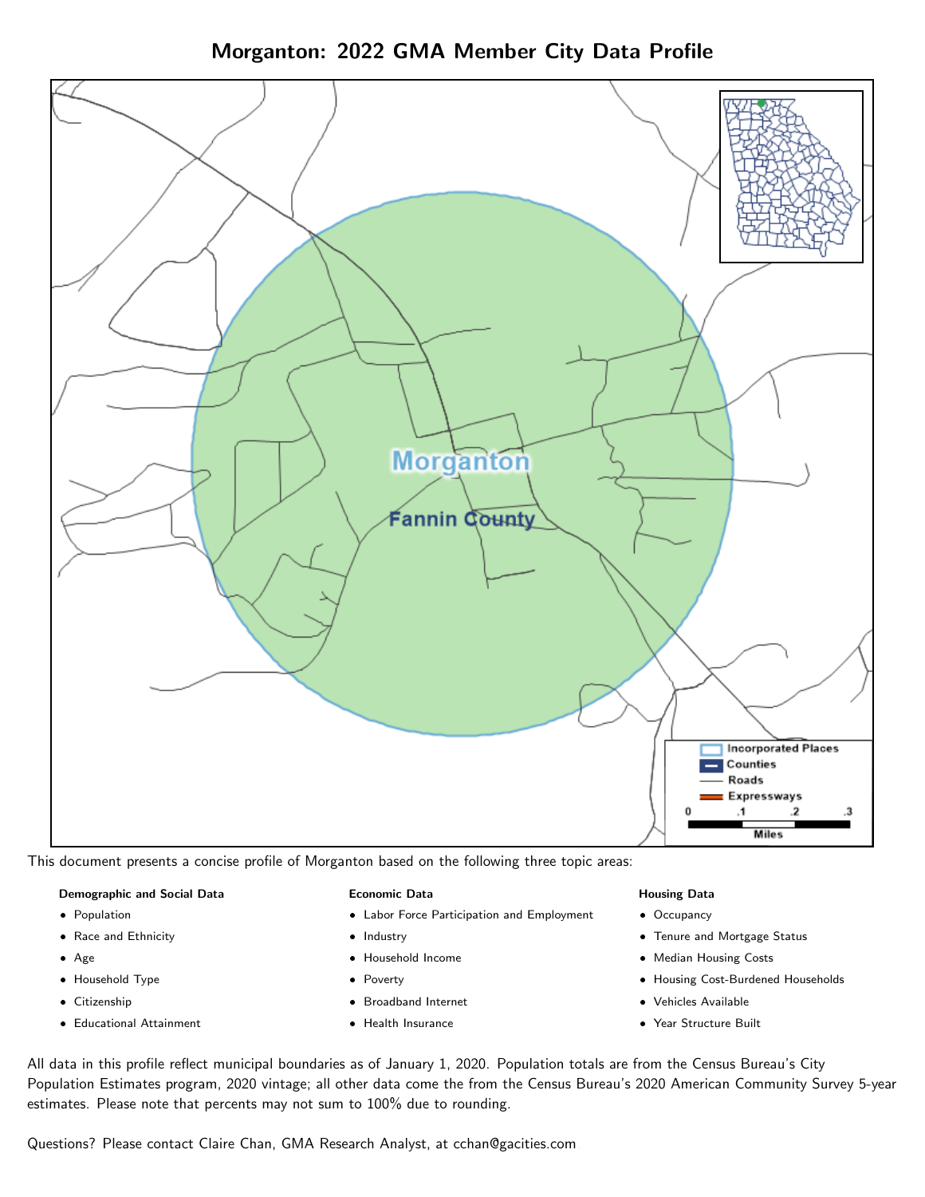# Morganton: 2022 GMA Member City Data Profile

This document presents a concise profile of Morganton based on the following three topic areas:

**Demographic and Social Data**

- Population
- Race and Ethnicity
- Age
- Household Type
- Citizenship
- Educational Attainment

**Economic Data**

- Labor Force Participation and Employment
- Industry
- Household Income
- Poverty
- Broadband Internet
- Health Insurance

**Housing Data**

- Occupancy
- Tenure and Mortgage Status
- Median Housing Costs
- Housing Cost-Burdened Households
- Vehicles Available
- Year Structure Built

All data in this profile reflect municipal boundaries as of January 1, 2020. Population totals are from the Census Bureau's City Population Estimates program, 2020 vintage; all other data come the from the Census Bureau's 2020 American Community Survey 5-year estimates. Please note that percents may not sum to 100% due to rounding.

Questions? Please contact Claire Chan, GMA Research Analyst, at cchan@gacities.com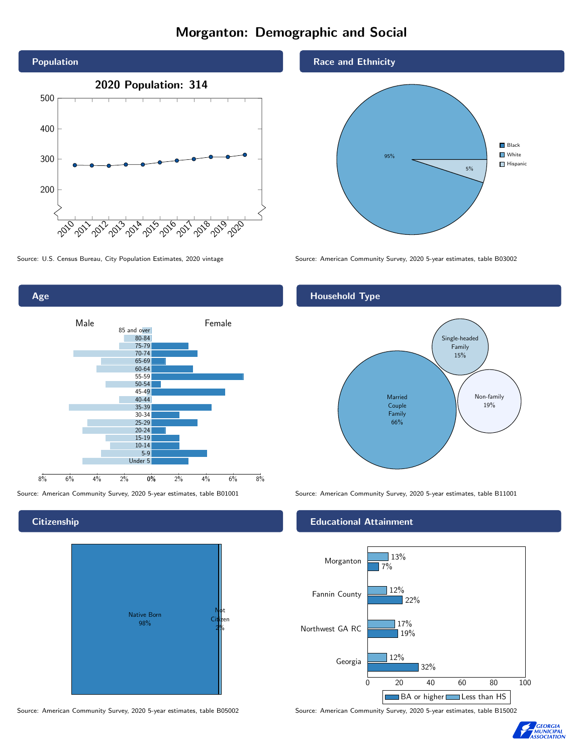# Morganton: Demographic and Social

## Population

**2020 Population: 314**

Source: U.S. Census Bureau, City Population Estimates, 2020 vintage

## Race and Ethnicity

- Black
- White: 95%
- Hispanic: 5%

Source: American Community Survey, 2020 5-year estimates, table B03002

## Age

Male | Female

Source: American Community Survey, 2020 5-year estimates, table B01001

## Household Type

- Married Couple Family: 66%
- Single-headed Family: 15%
- Non-family: 19%

Source: American Community Survey, 2020 5-year estimates, table B11001

## Citizenship

- Native Born: 98%
- Not Citizen: 2%

Source: American Community Survey, 2020 5-year estimates, table B05002

## Educational Attainment

| | Less than HS | BA or higher |
|---|---|---|
| Morganton | 13% | 7% |
| Fannin County | 12% | 22% |
| Northwest GA RC | 17% | 19% |
| Georgia | 12% | 32% |

Source: American Community Survey, 2020 5-year estimates, table B15002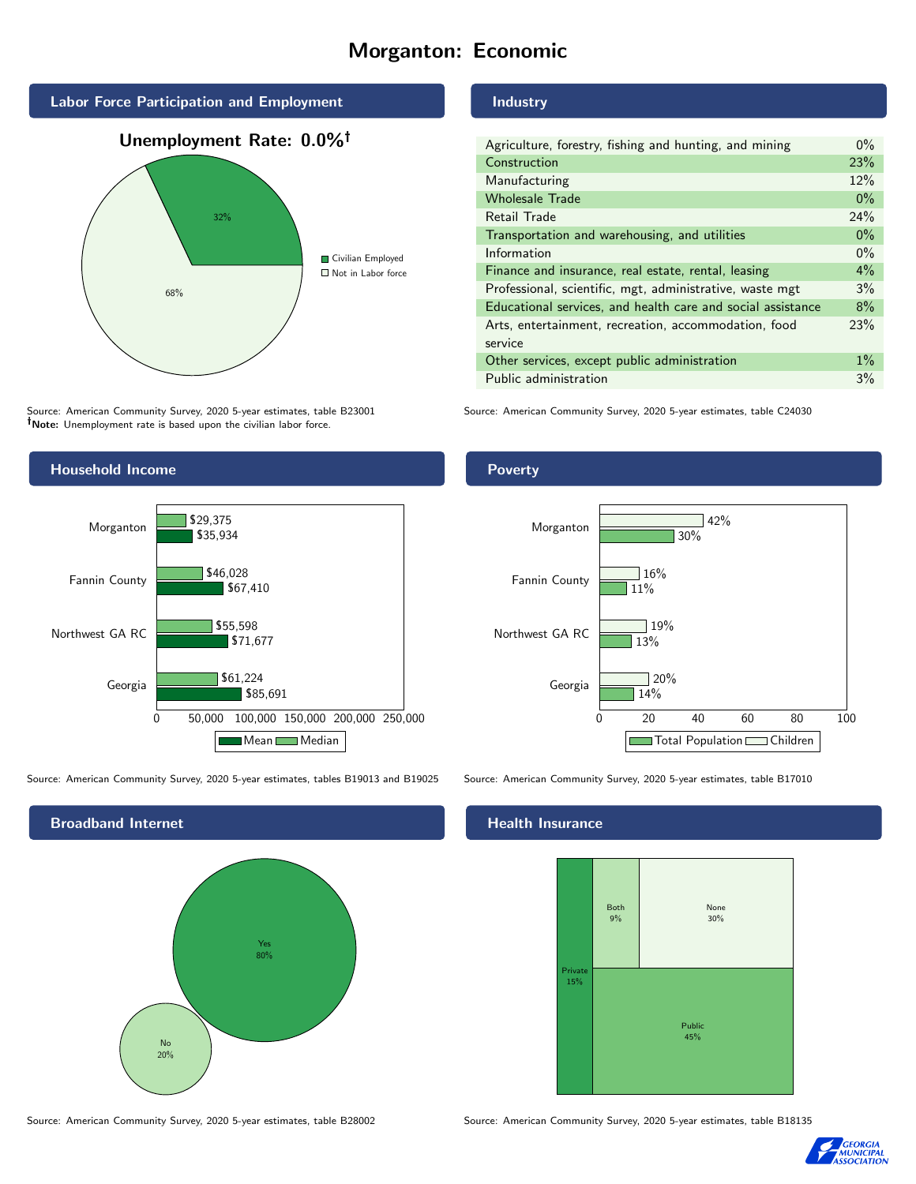# Morganton: Economic

## Labor Force Participation and Employment

**Unemployment Rate: 0.0%†**

| Category | Percent |
|---|---|
| Civilian Employed | 32% |
| Not in Labor force | 68% |

Source: American Community Survey, 2020 5-year estimates, table B23001
**†Note:** Unemployment rate is based upon the civilian labor force.

## Industry

| Industry | Percent |
|---|---|
| Agriculture, forestry, fishing and hunting, and mining | 0% |
| Construction | 23% |
| Manufacturing | 12% |
| Wholesale Trade | 0% |
| Retail Trade | 24% |
| Transportation and warehousing, and utilities | 0% |
| Information | 0% |
| Finance and insurance, real estate, rental, leasing | 4% |
| Professional, scientific, mgt, administrative, waste mgt | 3% |
| Educational services, and health care and social assistance | 8% |
| Arts, entertainment, recreation, accommodation, food service | 23% |
| Other services, except public administration | 1% |
| Public administration | 3% |

Source: American Community Survey, 2020 5-year estimates, table C24030

## Household Income

| Area | Median | Mean |
|---|---|---|
| Morganton | $29,375 | $35,934 |
| Fannin County | $46,028 | $67,410 |
| Northwest GA RC | $55,598 | $71,677 |
| Georgia | $61,224 | $85,691 |

Source: American Community Survey, 2020 5-year estimates, tables B19013 and B19025

## Poverty

| Area | Children | Total Population |
|---|---|---|
| Morganton | 42% | 30% |
| Fannin County | 16% | 11% |
| Northwest GA RC | 19% | 13% |
| Georgia | 20% | 14% |

Source: American Community Survey, 2020 5-year estimates, table B17010

## Broadband Internet

| Response | Percent |
|---|---|
| Yes | 80% |
| No | 20% |

Source: American Community Survey, 2020 5-year estimates, table B28002

## Health Insurance

| Type | Percent |
|---|---|
| Private | 15% |
| Both | 9% |
| None | 30% |
| Public | 45% |

Source: American Community Survey, 2020 5-year estimates, table B18135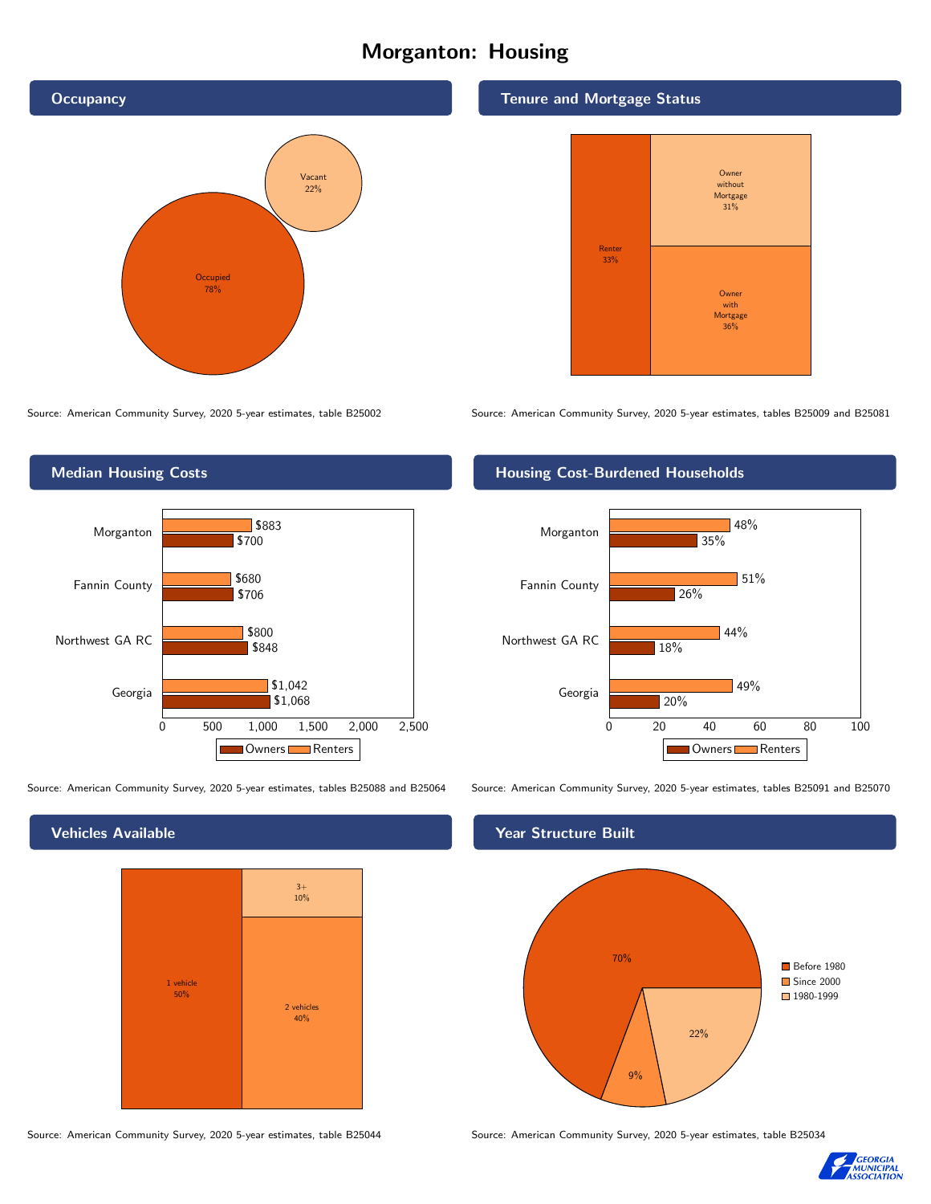# Morganton: Housing

## Occupancy

Vacant
22%

Occupied
78%

Source: American Community Survey, 2020 5-year estimates, table B25002

## Tenure and Mortgage Status

Renter
33%

Owner
without
Mortgage
31%

Owner
with
Mortgage
36%

Source: American Community Survey, 2020 5-year estimates, tables B25009 and B25081

## Median Housing Costs

Morganton
$883
$700

Fannin County
$680
$706

Northwest GA RC
$800
$848

Georgia
$1,042
$1,068

0
500
1,000
1,500
2,000
2,500

Owners
Renters

Source: American Community Survey, 2020 5-year estimates, tables B25088 and B25064

## Housing Cost-Burdened Households

Morganton
48%
35%

Fannin County
51%
26%

Northwest GA RC
44%
18%

Georgia
49%
20%

0
20
40
60
80
100

Owners
Renters

Source: American Community Survey, 2020 5-year estimates, tables B25091 and B25070

## Vehicles Available

3+
10%

1 vehicle
50%

2 vehicles
40%

Source: American Community Survey, 2020 5-year estimates, table B25044

## Year Structure Built

70%

9%

22%

Before 1980
Since 2000
1980-1999

Source: American Community Survey, 2020 5-year estimates, table B25034